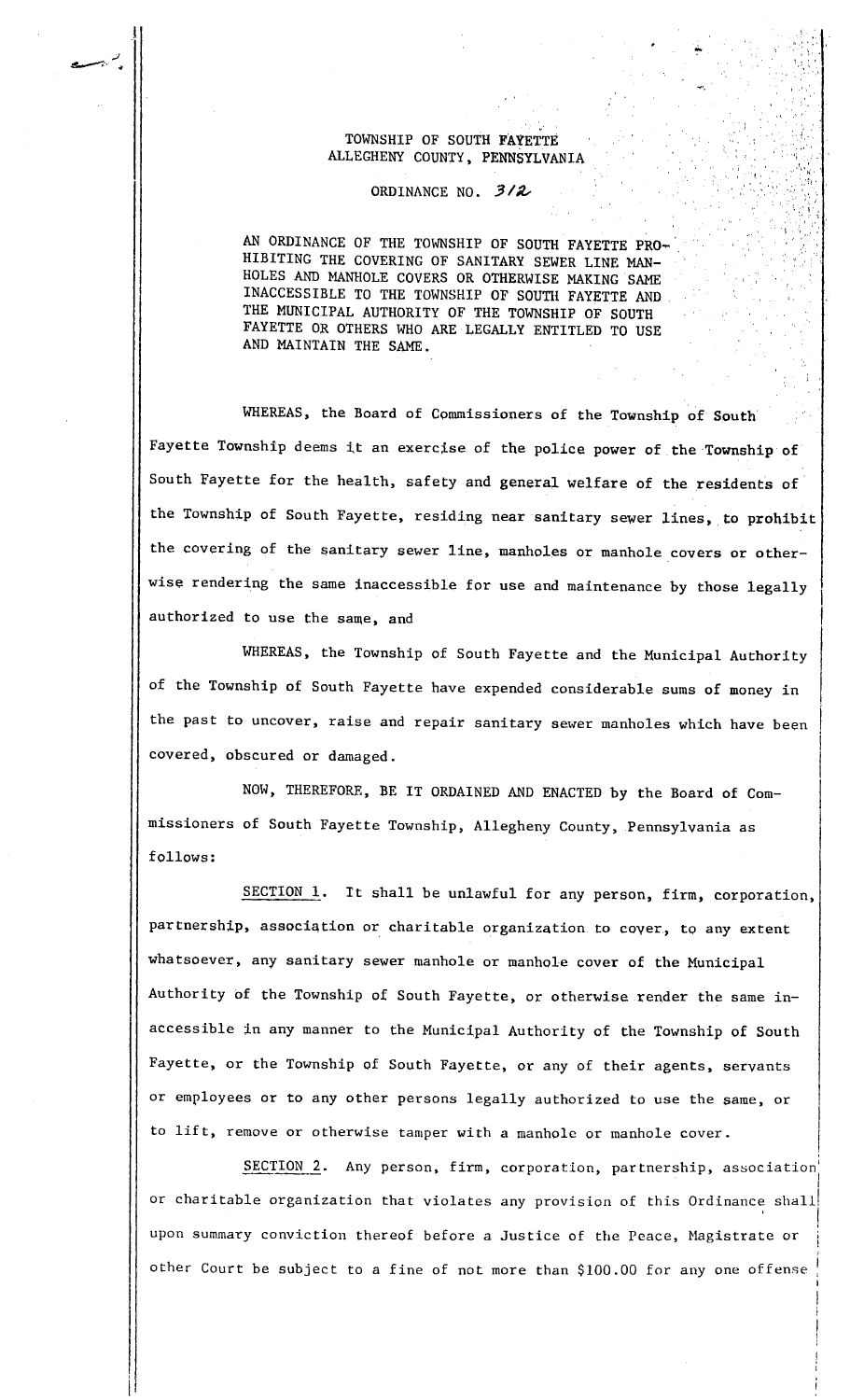TOWNSHIP OF SOUTH FAYETTE
ALLEGHENY COUNTY, PENNSYLVANIA

ORDINANCE NO. 312

AN ORDINANCE OF THE TOWNSHIP OF SOUTH FAYETTE PROHIBITING THE COVERING OF SANITARY SEWER LINE MANHOLES AND MANHOLE COVERS OR OTHERWISE MAKING SAME INACCESSIBLE TO THE TOWNSHIP OF SOUTH FAYETTE AND THE MUNICIPAL AUTHORITY OF THE TOWNSHIP OF SOUTH FAYETTE OR OTHERS WHO ARE LEGALLY ENTITLED TO USE AND MAINTAIN THE SAME.

WHEREAS, the Board of Commissioners of the Township of South Fayette Township deems it an exercise of the police power of the Township of South Fayette for the health, safety and general welfare of the residents of the Township of South Fayette, residing near sanitary sewer lines, to prohibit the covering of the sanitary sewer line, manholes or manhole covers or otherwise rendering the same inaccessible for use and maintenance by those legally authorized to use the same, and

WHEREAS, the Township of South Fayette and the Municipal Authority of the Township of South Fayette have expended considerable sums of money in the past to uncover, raise and repair sanitary sewer manholes which have been covered, obscured or damaged.

NOW, THEREFORE, BE IT ORDAINED AND ENACTED by the Board of Commissioners of South Fayette Township, Allegheny County, Pennsylvania as follows:

SECTION 1. It shall be unlawful for any person, firm, corporation, partnership, association or charitable organization to cover, to any extent whatsoever, any sanitary sewer manhole or manhole cover of the Municipal Authority of the Township of South Fayette, or otherwise render the same inaccessible in any manner to the Municipal Authority of the Township of South Fayette, or the Township of South Fayette, or any of their agents, servants or employees or to any other persons legally authorized to use the same, or to lift, remove or otherwise tamper with a manhole or manhole cover.

SECTION 2. Any person, firm, corporation, partnership, association or charitable organization that violates any provision of this Ordinance shall upon summary conviction thereof before a Justice of the Peace, Magistrate or other Court be subject to a fine of not more than $100.00 for any one offense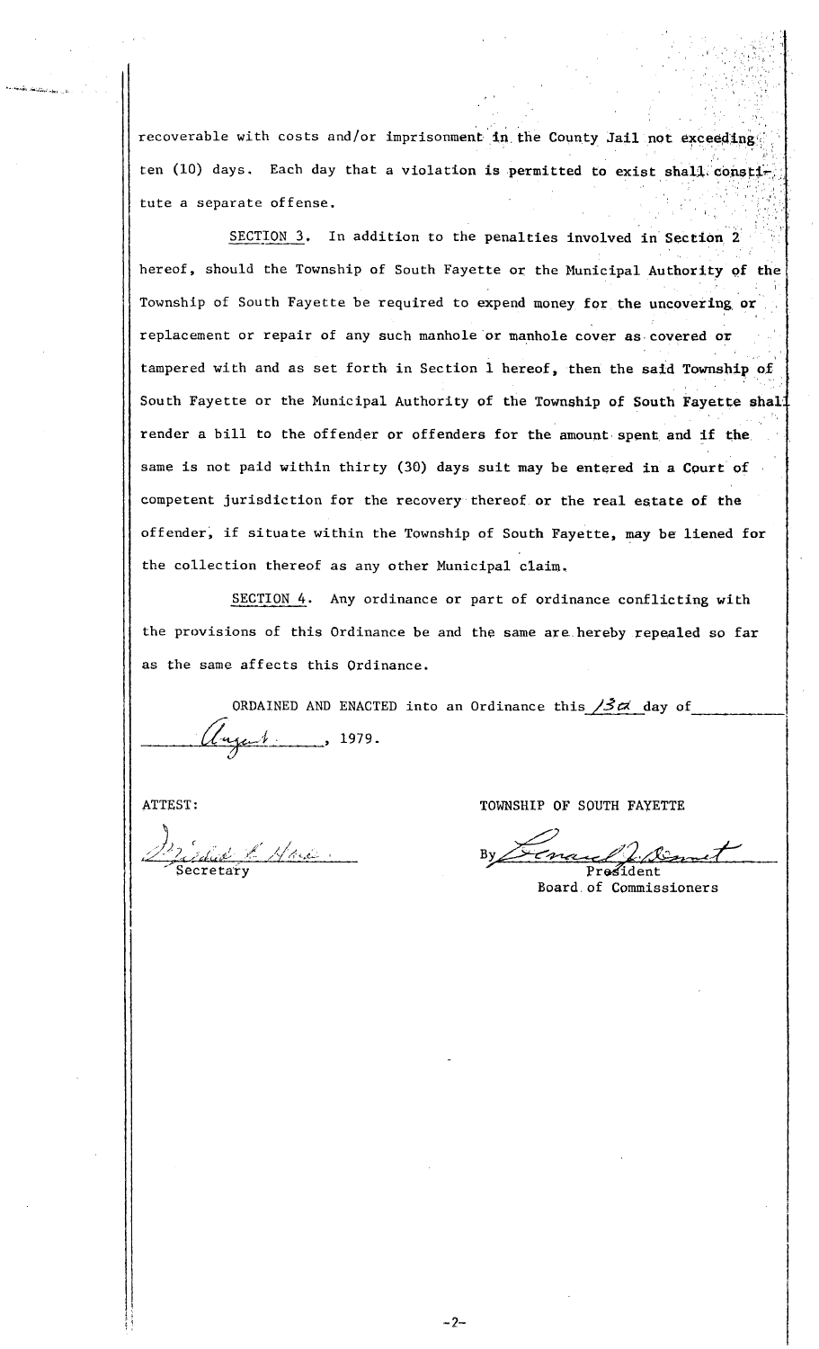recoverable with costs and/or imprisonment in the County Jail not exceeding ten (10) days. Each day that a violation is permitted to exist shall constitute a separate offense.

SECTION 3. In addition to the penalties involved in Section 2 hereof, should the Township of South Fayette or the Municipal Authority of the Township of South Fayette be required to expend money for the uncovering or replacement or repair of any such manhole or manhole cover as covered or tampered with and as set forth in Section 1 hereof, then the said Township of South Fayette or the Municipal Authority of the Township of South Fayette shall render a bill to the offender or offenders for the amount spent and if the same is not paid within thirty (30) days suit may be entered in a Court of competent jurisdiction for the recovery thereof or the real estate of the offender, if situate within the Township of South Fayette, may be liened for the collection thereof as any other Municipal claim.

SECTION 4. Any ordinance or part of ordinance conflicting with the provisions of this Ordinance be and the same are hereby repealed so far as the same affects this Ordinance.

ORDAINED AND ENACTED into an Ordinance this 13th day of August, 1979.

ATTEST:

Secretary

TOWNSHIP OF SOUTH FAYETTE

By
President
Board of Commissioners